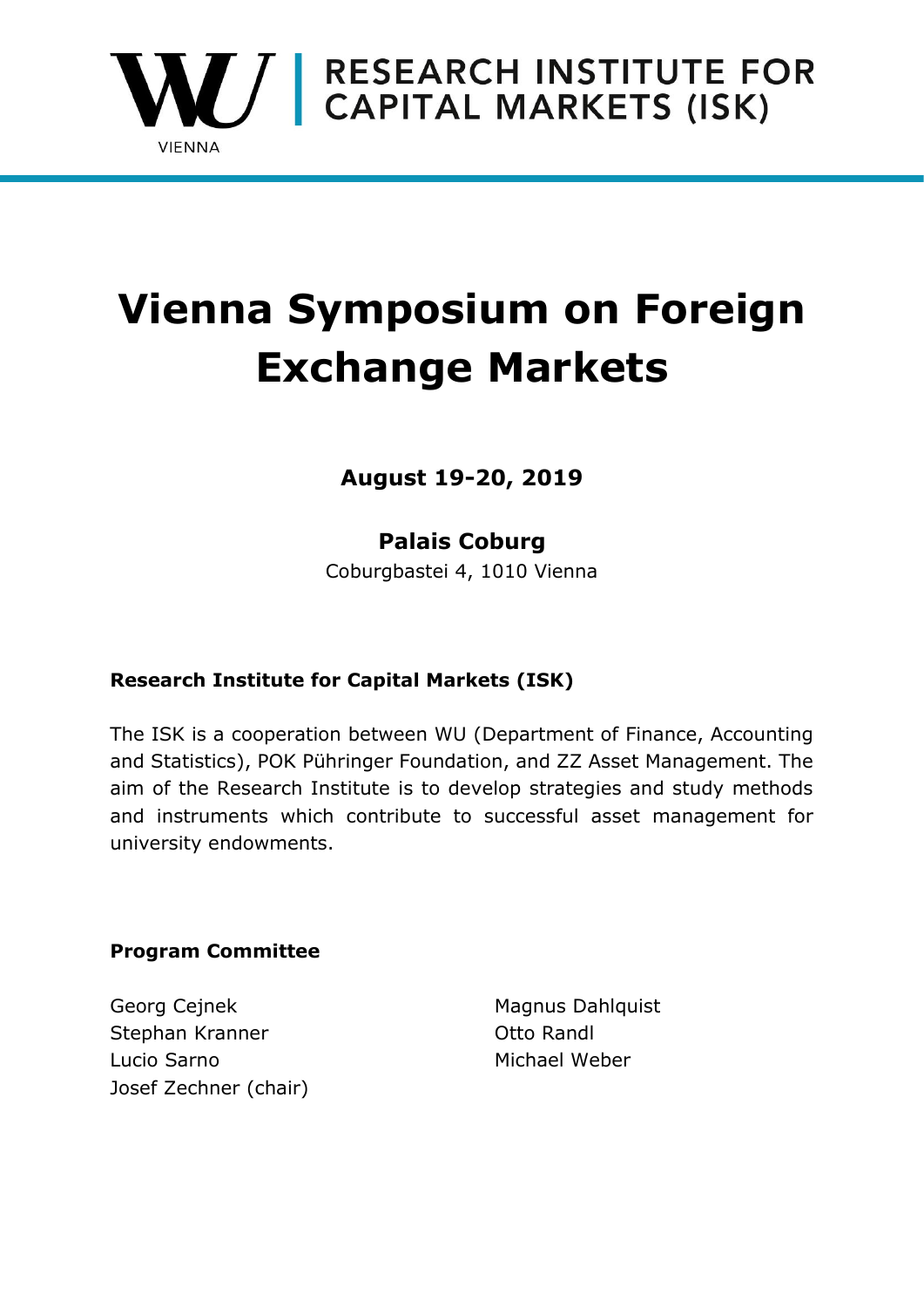WU VIENNA | RESEARCH INSTITUTE FOR CAPITAL MARKETS (ISK)

# Vienna Symposium on Foreign Exchange Markets

**August 19-20, 2019**

**Palais Coburg**

Coburgbastei 4, 1010 Vienna

**Research Institute for Capital Markets (ISK)**

The ISK is a cooperation between WU (Department of Finance, Accounting and Statistics), POK Pühringer Foundation, and ZZ Asset Management. The aim of the Research Institute is to develop strategies and study methods and instruments which contribute to successful asset management for university endowments.

**Program Committee**

Georg Cejnek
Stephan Kranner
Lucio Sarno
Josef Zechner (chair)
Magnus Dahlquist
Otto Randl
Michael Weber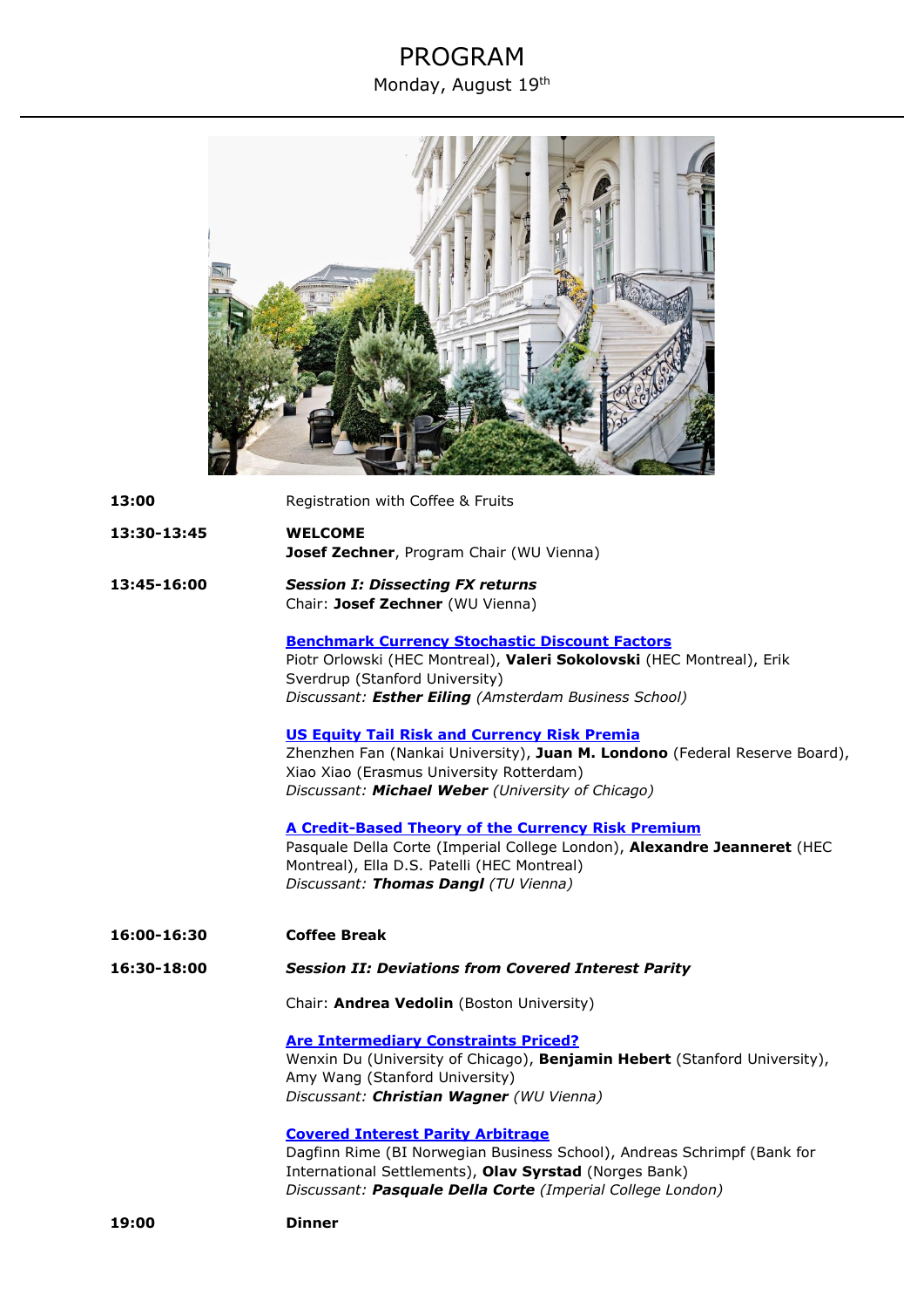# PROGRAM

Monday, August 19th

---

**13:00** Registration with Coffee & Fruits

**13:30-13:45** **WELCOME**
**Josef Zechner**, Program Chair (WU Vienna)

**13:45-16:00** ***Session I: Dissecting FX returns***
Chair: **Josef Zechner** (WU Vienna)

**Benchmark Currency Stochastic Discount Factors**
Piotr Orlowski (HEC Montreal), **Valeri Sokolovski** (HEC Montreal), Erik Sverdrup (Stanford University)
*Discussant:* ***Esther Eiling*** *(Amsterdam Business School)*

**US Equity Tail Risk and Currency Risk Premia**
Zhenzhen Fan (Nankai University), **Juan M. Londono** (Federal Reserve Board), Xiao Xiao (Erasmus University Rotterdam)
*Discussant:* ***Michael Weber*** *(University of Chicago)*

**A Credit-Based Theory of the Currency Risk Premium**
Pasquale Della Corte (Imperial College London), **Alexandre Jeanneret** (HEC Montreal), Ella D.S. Patelli (HEC Montreal)
*Discussant:* ***Thomas Dangl*** *(TU Vienna)*

**16:00-16:30** **Coffee Break**

**16:30-18:00** ***Session II: Deviations from Covered Interest Parity***

Chair: **Andrea Vedolin** (Boston University)

**Are Intermediary Constraints Priced?**
Wenxin Du (University of Chicago), **Benjamin Hebert** (Stanford University), Amy Wang (Stanford University)
*Discussant:* ***Christian Wagner*** *(WU Vienna)*

**Covered Interest Parity Arbitrage**
Dagfinn Rime (BI Norwegian Business School), Andreas Schrimpf (Bank for International Settlements), **Olav Syrstad** (Norges Bank)
*Discussant:* ***Pasquale Della Corte*** *(Imperial College London)*

**19:00** **Dinner**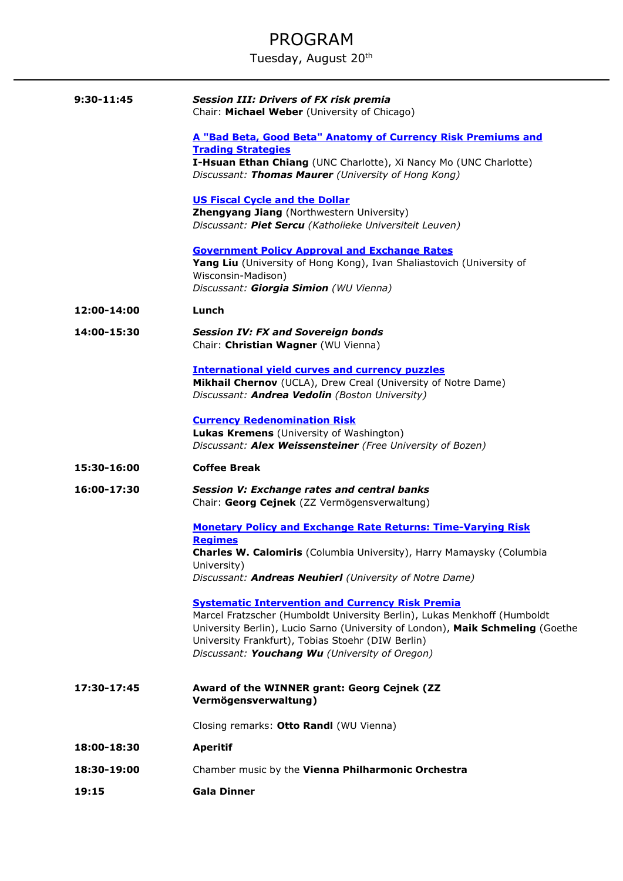# PROGRAM

## Tuesday, August 20th

---

**9:30-11:45** — ***Session III: Drivers of FX risk premia***
Chair: **Michael Weber** (University of Chicago)

**A "Bad Beta, Good Beta" Anatomy of Currency Risk Premiums and Trading Strategies**
**I-Hsuan Ethan Chiang** (UNC Charlotte), Xi Nancy Mo (UNC Charlotte)
*Discussant: **Thomas Maurer** (University of Hong Kong)*

**US Fiscal Cycle and the Dollar**
**Zhengyang Jiang** (Northwestern University)
*Discussant: **Piet Sercu** (Katholieke Universiteit Leuven)*

**Government Policy Approval and Exchange Rates**
**Yang Liu** (University of Hong Kong), Ivan Shaliastovich (University of Wisconsin-Madison)
*Discussant: **Giorgia Simion** (WU Vienna)*

**12:00-14:00** — **Lunch**

**14:00-15:30** — ***Session IV: FX and Sovereign bonds***
Chair: **Christian Wagner** (WU Vienna)

**International yield curves and currency puzzles**
**Mikhail Chernov** (UCLA), Drew Creal (University of Notre Dame)
*Discussant: **Andrea Vedolin** (Boston University)*

**Currency Redenomination Risk**
**Lukas Kremens** (University of Washington)
*Discussant: **Alex Weissensteiner** (Free University of Bozen)*

**15:30-16:00** — **Coffee Break**

**16:00-17:30** — ***Session V: Exchange rates and central banks***
Chair: **Georg Cejnek** (ZZ Vermögensverwaltung)

**Monetary Policy and Exchange Rate Returns: Time-Varying Risk Regimes**
**Charles W. Calomiris** (Columbia University), Harry Mamaysky (Columbia University)
*Discussant: **Andreas Neuhierl** (University of Notre Dame)*

**Systematic Intervention and Currency Risk Premia**
Marcel Fratzscher (Humboldt University Berlin), Lukas Menkhoff (Humboldt University Berlin), Lucio Sarno (University of London), **Maik Schmeling** (Goethe University Frankfurt), Tobias Stoehr (DIW Berlin)
*Discussant: **Youchang Wu** (University of Oregon)*

**17:30-17:45** — **Award of the WINNER grant: Georg Cejnek (ZZ Vermögensverwaltung)**

Closing remarks: **Otto Randl** (WU Vienna)

**18:00-18:30** — **Aperitif**

**18:30-19:00** — Chamber music by the **Vienna Philharmonic Orchestra**

**19:15** — **Gala Dinner**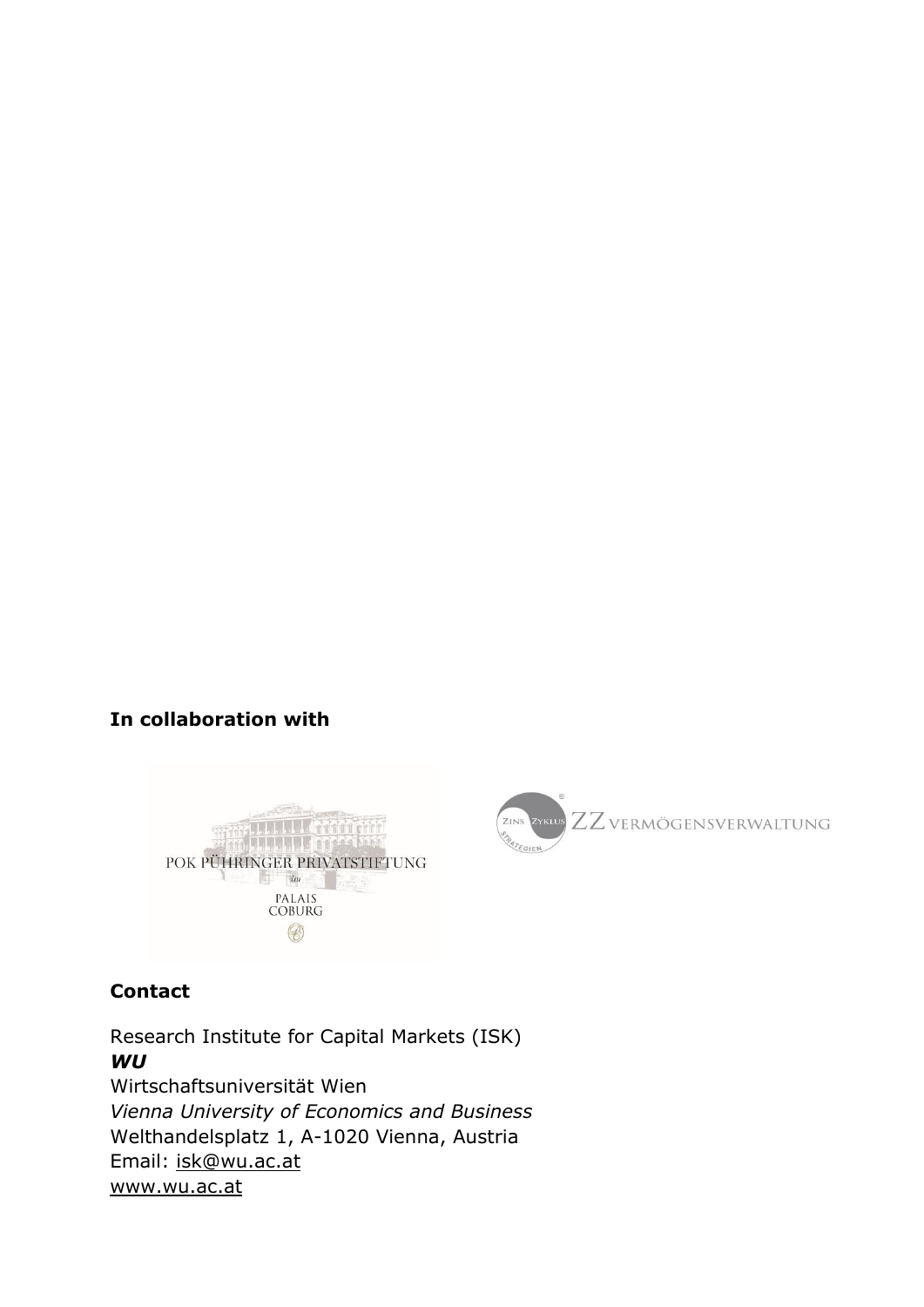**In collaboration with**

POK PÜHRINGER PRIVATSTIFTUNG

PALAIS COBURG

ZZ VERMÖGENSVERWALTUNG

**Contact**

Research Institute for Capital Markets (ISK)
***WU***
Wirtschaftsuniversität Wien
*Vienna University of Economics and Business*
Welthandelsplatz 1, A-1020 Vienna, Austria
Email: isk@wu.ac.at
www.wu.ac.at